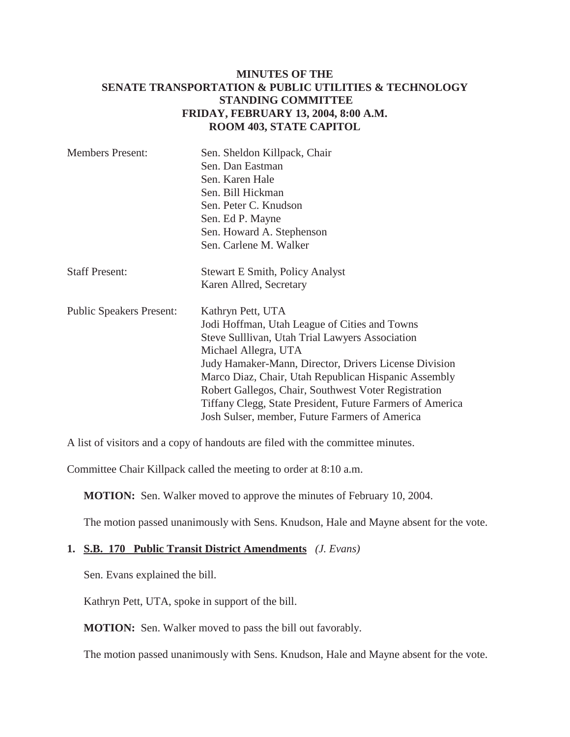# MINUTES OF THE SENATE TRANSPORTATION & PUBLIC UTILITIES & TECHNOLOGY STANDING COMMITTEE

**FRIDAY, FEBRUARY 13, 2004, 8:00 A.M.**
**ROOM 403, STATE CAPITOL**

| | |
|---|---|
| Members Present: | Sen. Sheldon Killpack, Chair<br>Sen. Dan Eastman<br>Sen. Karen Hale<br>Sen. Bill Hickman<br>Sen. Peter C. Knudson<br>Sen. Ed P. Mayne<br>Sen. Howard A. Stephenson<br>Sen. Carlene M. Walker |
| Staff Present: | Stewart E Smith, Policy Analyst<br>Karen Allred, Secretary |
| Public Speakers Present: | Kathryn Pett, UTA<br>Jodi Hoffman, Utah League of Cities and Towns<br>Steve Sulllivan, Utah Trial Lawyers Association<br>Michael Allegra, UTA<br>Judy Hamaker-Mann, Director, Drivers License Division<br>Marco Diaz, Chair, Utah Republican Hispanic Assembly<br>Robert Gallegos, Chair, Southwest Voter Registration<br>Tiffany Clegg, State President, Future Farmers of America<br>Josh Sulser, member, Future Farmers of America |

A list of visitors and a copy of handouts are filed with the committee minutes.

Committee Chair Killpack called the meeting to order at 8:10 a.m.

**MOTION:** Sen. Walker moved to approve the minutes of February 10, 2004.

The motion passed unanimously with Sens. Knudson, Hale and Mayne absent for the vote.

## 1. S.B. 170 Public Transit District Amendments *(J. Evans)*

Sen. Evans explained the bill.

Kathryn Pett, UTA, spoke in support of the bill.

**MOTION:** Sen. Walker moved to pass the bill out favorably.

The motion passed unanimously with Sens. Knudson, Hale and Mayne absent for the vote.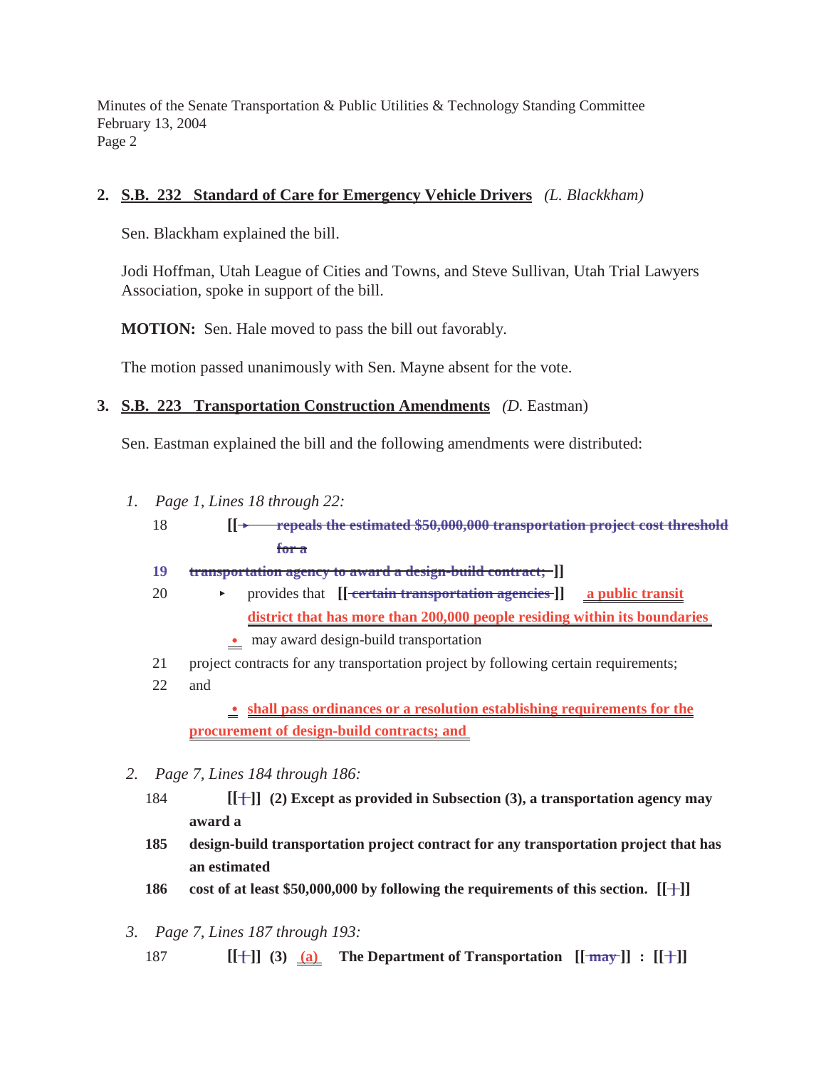## 2. S.B. 232 Standard of Care for Emergency Vehicle Drivers *(L. Blackkham)*

Sen. Blackham explained the bill.

Jodi Hoffman, Utah League of Cities and Towns, and Steve Sullivan, Utah Trial Lawyers Association, spoke in support of the bill.

**MOTION:** Sen. Hale moved to pass the bill out favorably.

The motion passed unanimously with Sen. Mayne absent for the vote.

## 3. S.B. 223 Transportation Construction Amendments *(D.* Eastman)

Sen. Eastman explained the bill and the following amendments were distributed:

1. *Page 1, Lines 18 through 22:*

18 **[[ ~~▸ repeals the estimated $50,000,000 transportation project cost threshold for a~~**

**19 ~~transportation agency to award a design-build contract;~~ ]]**

20 ▸ provides that **[[ ~~certain transportation agencies~~ ]]** **a public transit district that has more than 200,000 people residing within its boundaries**

**•** may award design-build transportation

21 project contracts for any transportation project by following certain requirements;

22 and

**• shall pass ordinances or a resolution establishing requirements for the procurement of design-build contracts; and**

2. *Page 7, Lines 184 through 186:*

184 **[[ ~~{~~ ]] (2) Except as provided in Subsection (3), a transportation agency may award a**

**185 design-build transportation project contract for any transportation project that has an estimated**

**186 cost of at least $50,000,000 by following the requirements of this section. [[ ~~}~~ ]]**

3. *Page 7, Lines 187 through 193:*

187 **[[ ~~{~~ ]] (3) (a) The Department of Transportation [[ ~~may~~ ]] : [[ ~~}~~ ]]**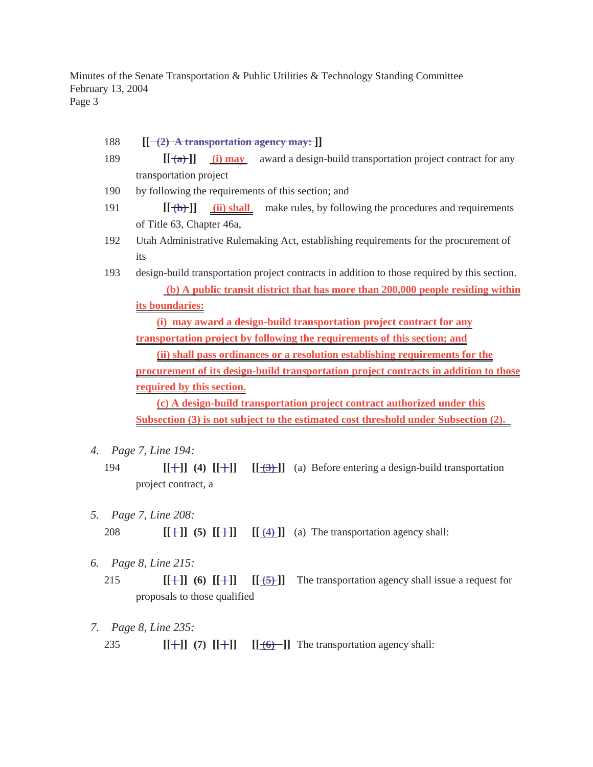188 [[ (2) A transportation agency may: ]]

189 [[ (a) ]] (i) may award a design-build transportation project contract for any transportation project

190 by following the requirements of this section; and

191 [[ (b) ]] (ii) shall make rules, by following the procedures and requirements of Title 63, Chapter 46a,

192 Utah Administrative Rulemaking Act, establishing requirements for the procurement of its

193 design-build transportation project contracts in addition to those required by this section.

(b) A public transit district that has more than 200,000 people residing within its boundaries:

(i) may award a design-build transportation project contract for any transportation project by following the requirements of this section; and

(ii) shall pass ordinances or a resolution establishing requirements for the procurement of its design-build transportation project contracts in addition to those required by this section.

(c) A design-build transportation project contract authorized under this Subsection (3) is not subject to the estimated cost threshold under Subsection (2).

4. *Page 7, Line 194:*

194 [[ ]] (4) [[ ]] [[ (3) ]] (a) Before entering a design-build transportation project contract, a

5. *Page 7, Line 208:*

208 [[ ]] (5) [[ ]] [[ (4) ]] (a) The transportation agency shall:

6. *Page 8, Line 215:*

215 [[ ]] (6) [[ ]] [[ (5) ]] The transportation agency shall issue a request for proposals to those qualified

7. *Page 8, Line 235:*

235 [[ ]] (7) [[ ]] [[ (6) ]] The transportation agency shall: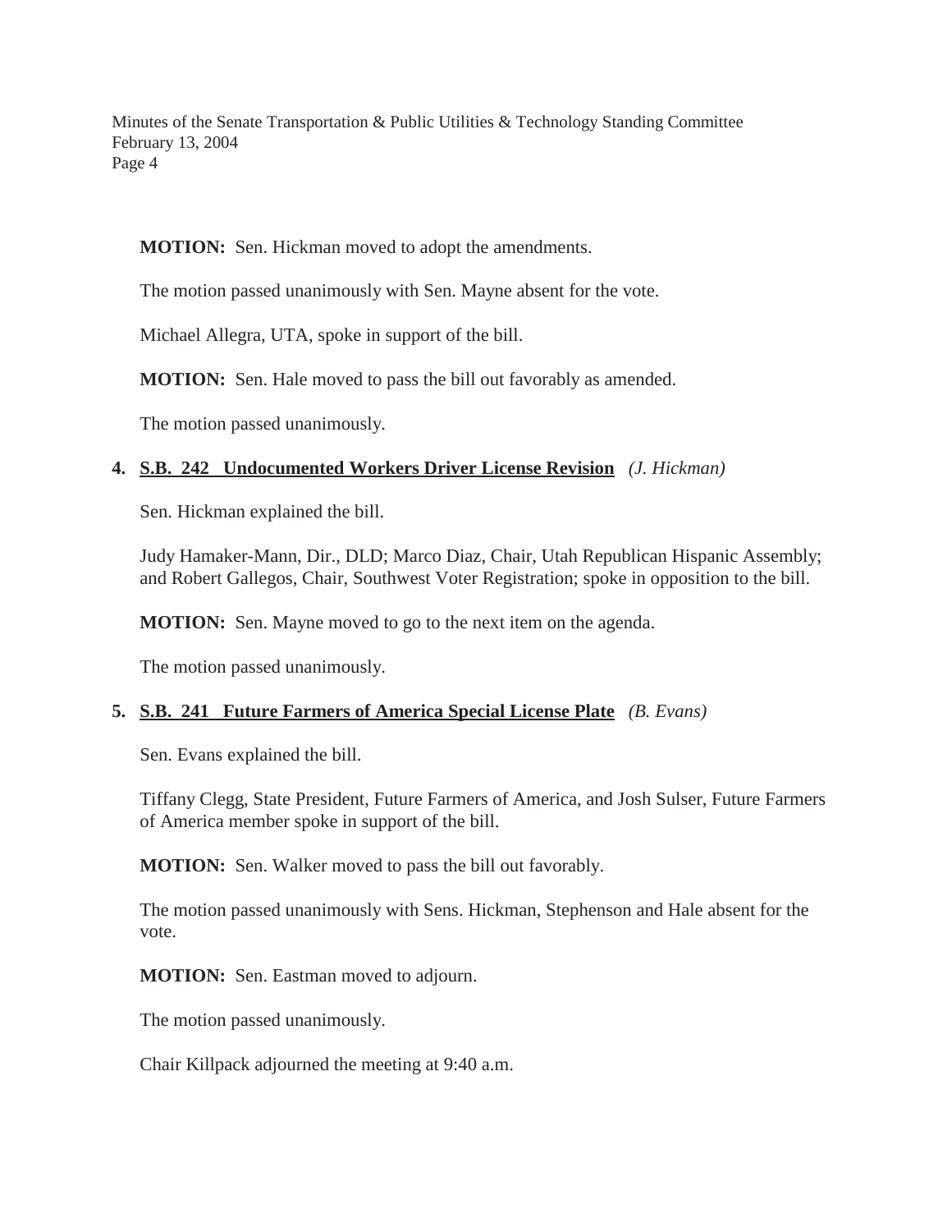**MOTION:** Sen. Hickman moved to adopt the amendments.

The motion passed unanimously with Sen. Mayne absent for the vote.

Michael Allegra, UTA, spoke in support of the bill.

**MOTION:** Sen. Hale moved to pass the bill out favorably as amended.

The motion passed unanimously.

**4. S.B. 242 Undocumented Workers Driver License Revision** *(J. Hickman)*

Sen. Hickman explained the bill.

Judy Hamaker-Mann, Dir., DLD; Marco Diaz, Chair, Utah Republican Hispanic Assembly; and Robert Gallegos, Chair, Southwest Voter Registration; spoke in opposition to the bill.

**MOTION:** Sen. Mayne moved to go to the next item on the agenda.

The motion passed unanimously.

**5. S.B. 241 Future Farmers of America Special License Plate** *(B. Evans)*

Sen. Evans explained the bill.

Tiffany Clegg, State President, Future Farmers of America, and Josh Sulser, Future Farmers of America member spoke in support of the bill.

**MOTION:** Sen. Walker moved to pass the bill out favorably.

The motion passed unanimously with Sens. Hickman, Stephenson and Hale absent for the vote.

**MOTION:** Sen. Eastman moved to adjourn.

The motion passed unanimously.

Chair Killpack adjourned the meeting at 9:40 a.m.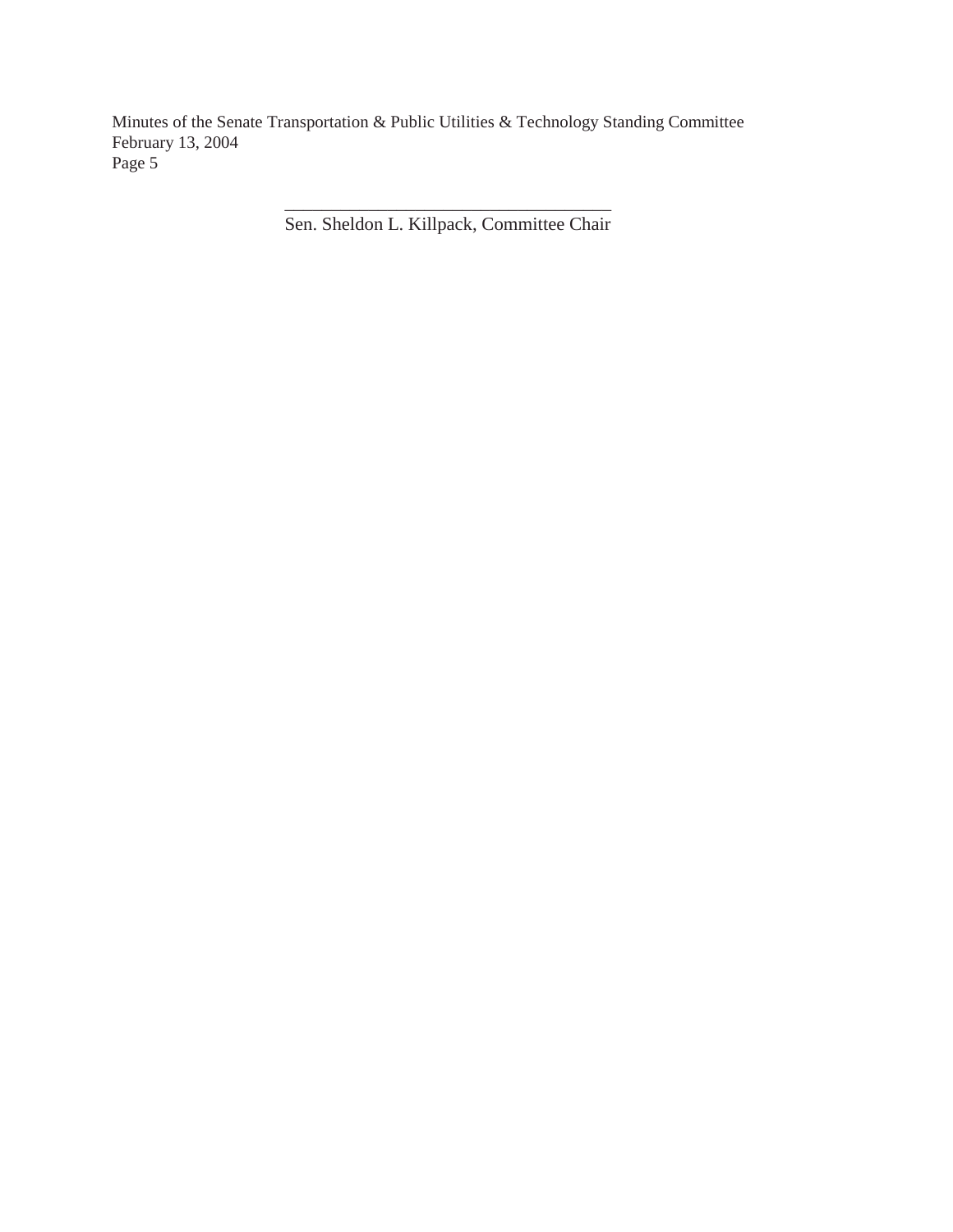_____________________________________

Sen. Sheldon L. Killpack, Committee Chair